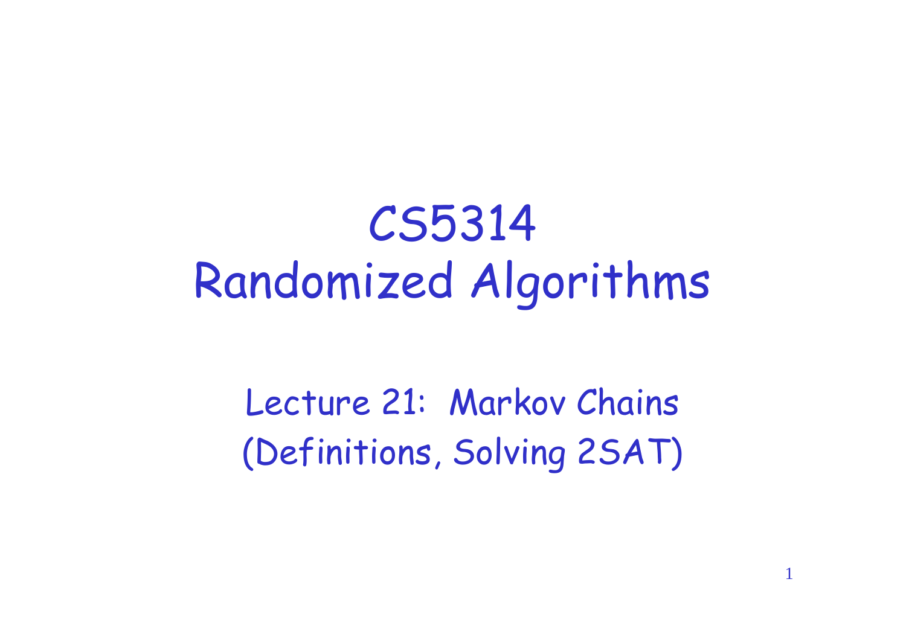# CS5314 Randomized Algorithms

Lecture 21: Markov Chains (Definitions, Solving 2SAT)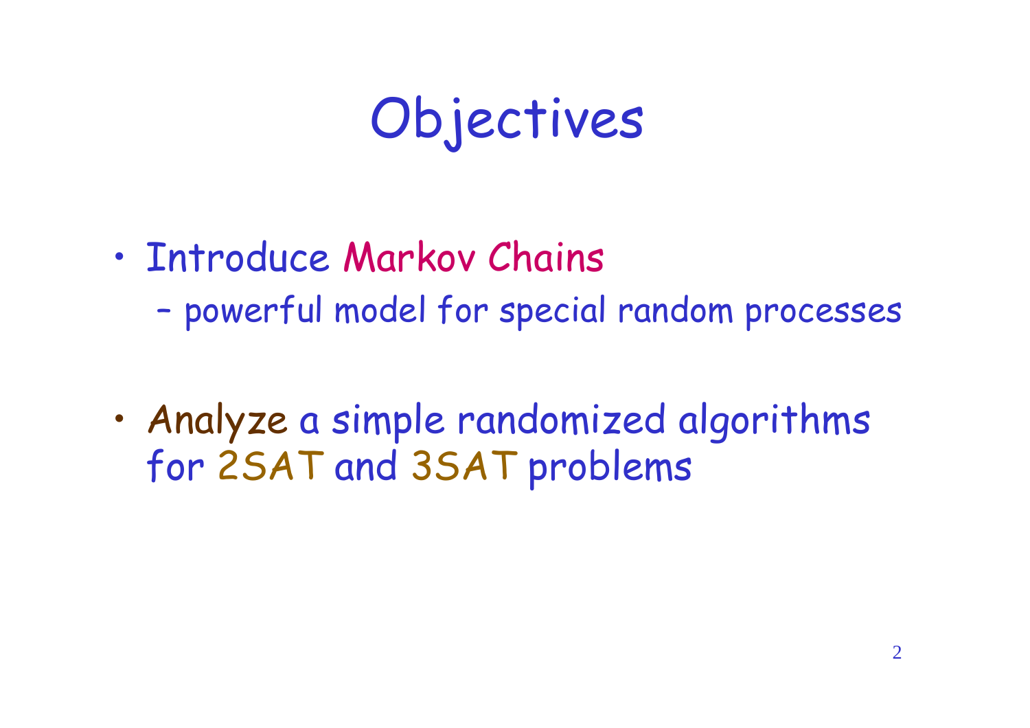# Objectives

- Introduce Markov Chains
  - powerful model for special random processes

- Analyze a simple randomized algorithms for 2SAT and 3SAT problems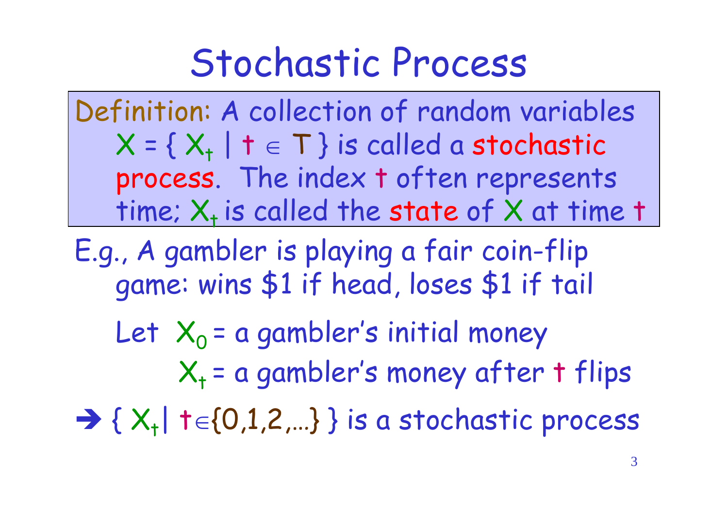# Stochastic Process

**Definition:** A collection of random variables $X = \{ X_t \mid t \in T \}$ is called a **stochastic process**. The index $t$ often represents time; $X_t$ is called the **state** of $X$ at time $t$

E.g., A gambler is playing a fair coin-flip game: wins $1 if head, loses $1 if tail

Let $X_0$ = a gambler's initial money

$X_t$ = a gambler's money after $t$ flips

→ $\{ X_t \mid t \in \{0,1,2,\ldots\} \}$ is a stochastic process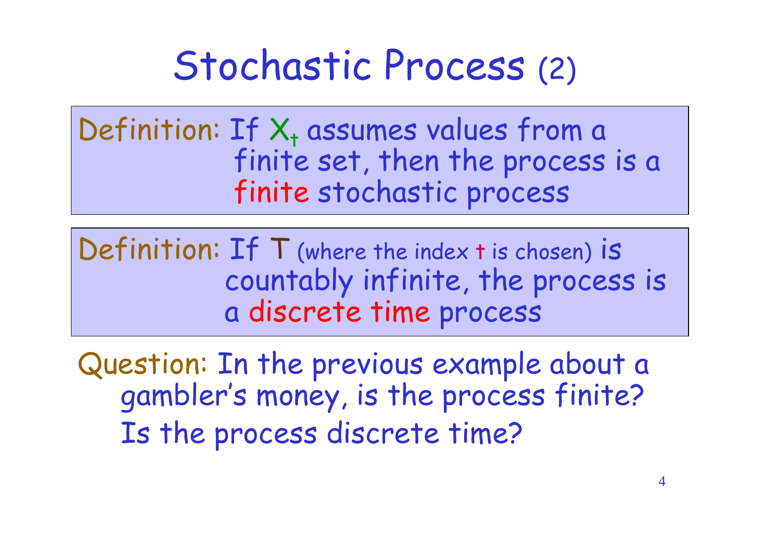# Stochastic Process (2)

Definition: If $X_t$ assumes values from a finite set, then the process is a **finite** stochastic process

Definition: If $T$ (where the index $t$ is chosen) is countably infinite, the process is a **discrete time** process

Question: In the previous example about a gambler's money, is the process finite? Is the process discrete time?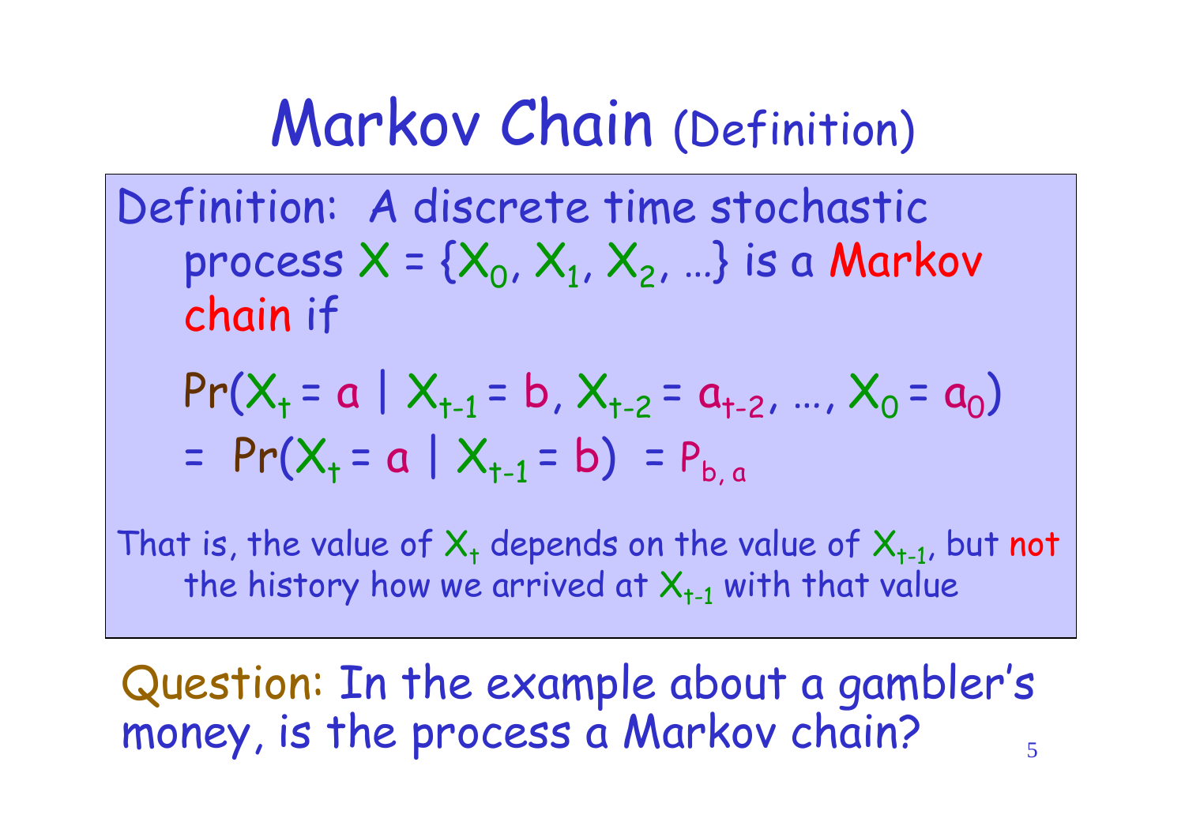# Markov Chain (Definition)

Definition: A discrete time stochastic process $X = \{X_0, X_1, X_2, \ldots\}$ is a Markov chain if

$$\Pr(X_t = a \mid X_{t-1} = b, X_{t-2} = a_{t-2}, \ldots, X_0 = a_0)$$
$$= \Pr(X_t = a \mid X_{t-1} = b) = P_{b,a}$$

That is, the value of $X_t$ depends on the value of $X_{t-1}$, but not the history how we arrived at $X_{t-1}$ with that value

Question: In the example about a gambler's money, is the process a Markov chain?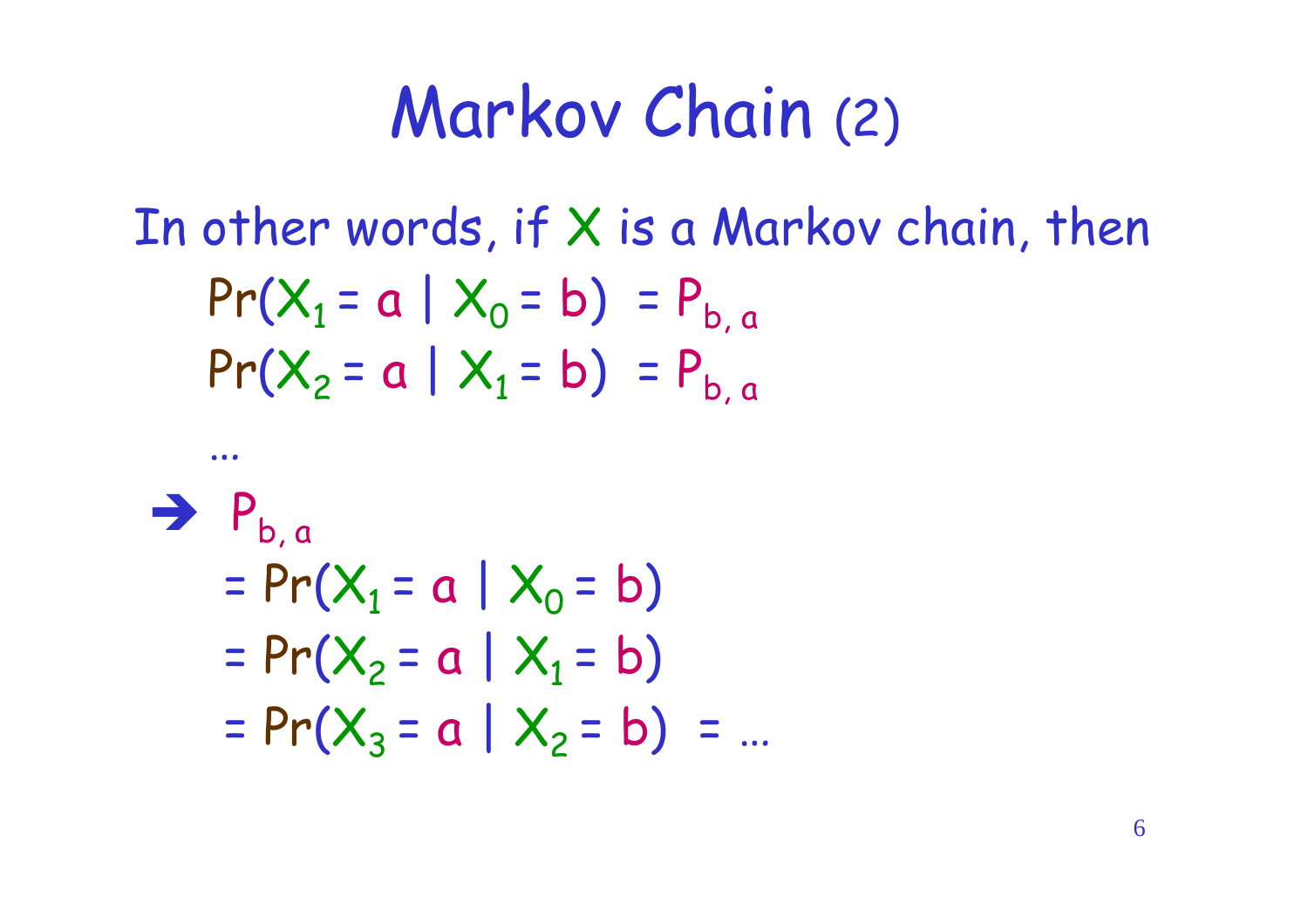# Markov Chain (2)

In other words, if $X$ is a Markov chain, then

$$\Pr(X_1 = a \mid X_0 = b) = P_{b,\,a}$$

$$\Pr(X_2 = a \mid X_1 = b) = P_{b,\,a}$$

...

➔ $P_{b,\,a}$

$$= \Pr(X_1 = a \mid X_0 = b)$$

$$= \Pr(X_2 = a \mid X_1 = b)$$

$$= \Pr(X_3 = a \mid X_2 = b) = \ldots$$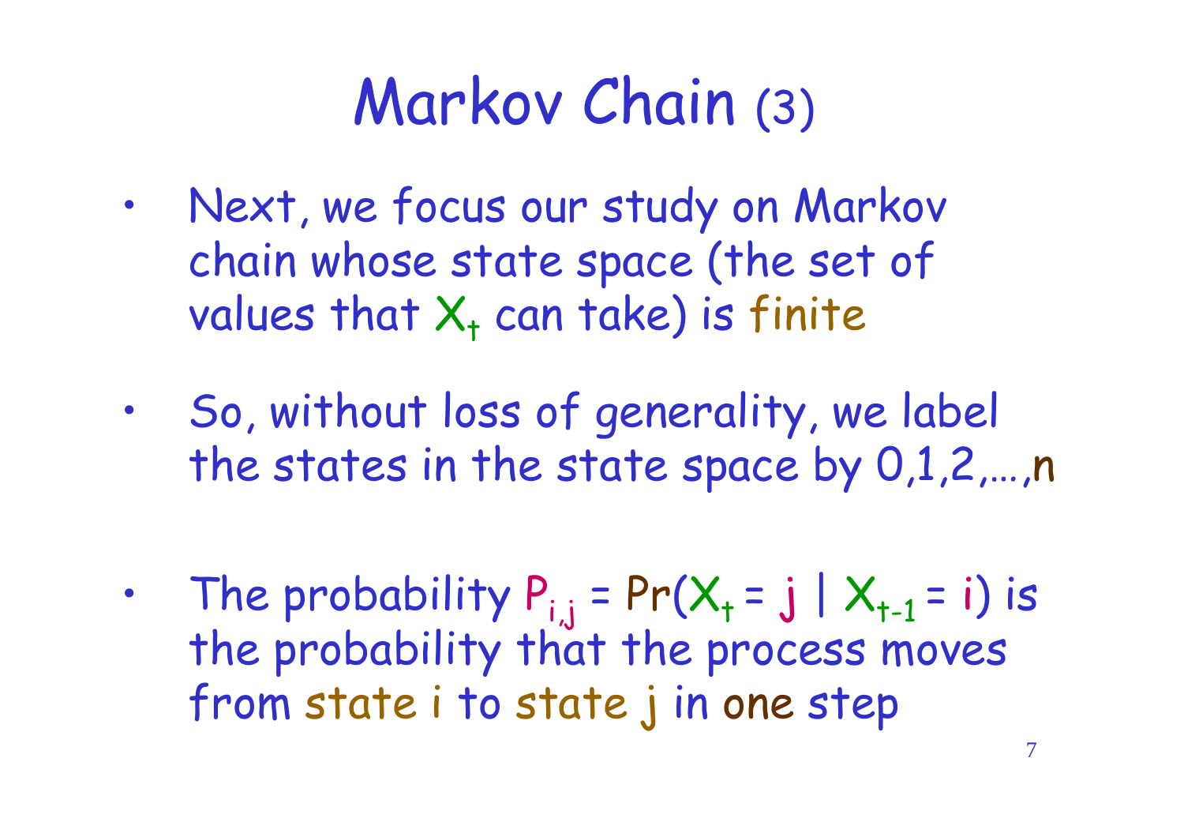# Markov Chain (3)

- Next, we focus our study on Markov chain whose state space (the set of values that $X_t$ can take) is finite
- So, without loss of generality, we label the states in the state space by 0,1,2,…,n
- The probability $P_{i,j} = Pr(X_t = j \mid X_{t-1} = i)$ is the probability that the process moves from state i to state j in one step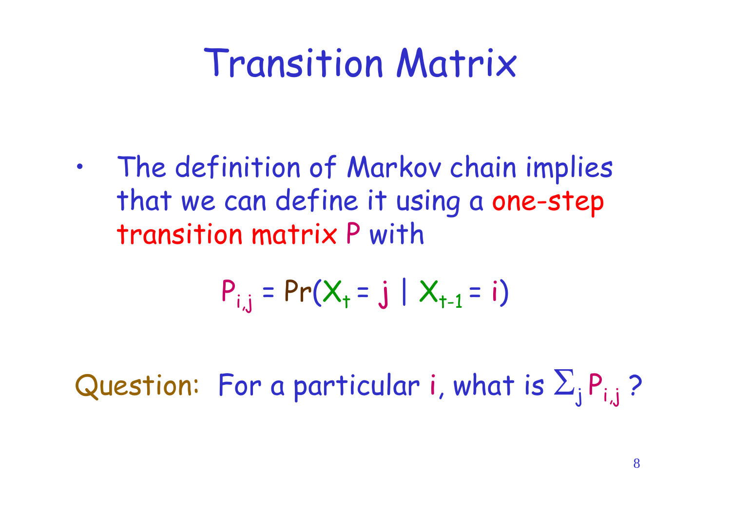# Transition Matrix

- The definition of Markov chain implies that we can define it using a one-step transition matrix $P$ with

$$P_{i,j} = \Pr(X_t = j \mid X_{t-1} = i)$$

Question: For a particular $i$, what is $\sum_j P_{i,j}$ ?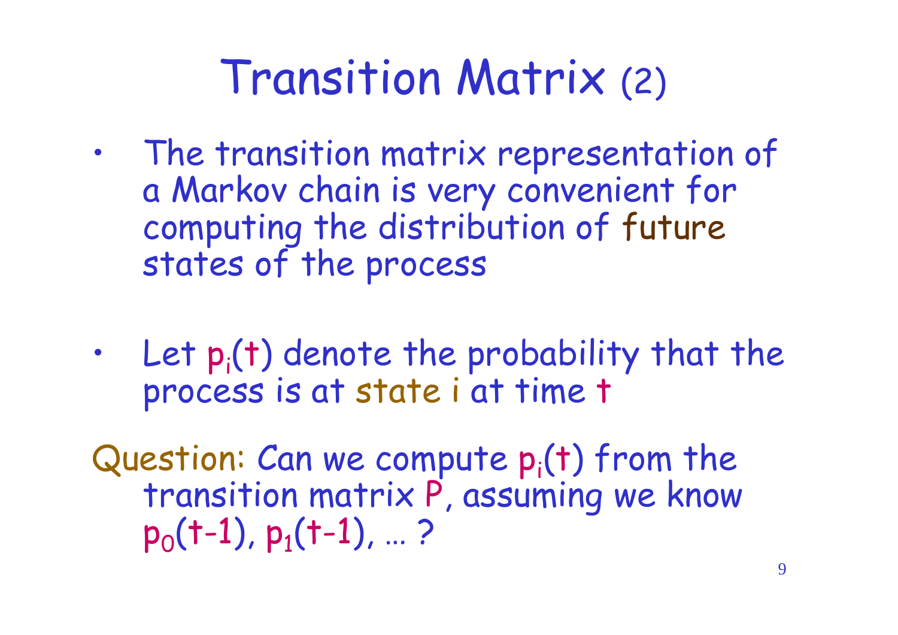# Transition Matrix (2)

- The transition matrix representation of a Markov chain is very convenient for computing the distribution of future states of the process

- Let $p_i(t)$ denote the probability that the process is at state $i$ at time $t$

Question: Can we compute $p_i(t)$ from the transition matrix $P$, assuming we know $p_0(t-1)$, $p_1(t-1)$, … ?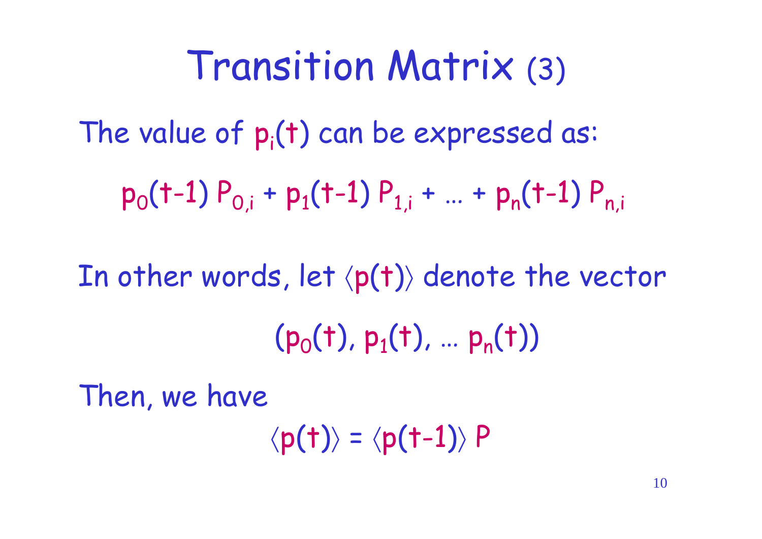# Transition Matrix (3)

The value of $p_i(t)$ can be expressed as:

$$p_0(t-1)\, P_{0,i} + p_1(t-1)\, P_{1,i} + \ldots + p_n(t-1)\, P_{n,i}$$

In other words, let $\langle p(t) \rangle$ denote the vector

$$(p_0(t), p_1(t), \ldots\, p_n(t))$$

Then, we have

$$\langle p(t) \rangle = \langle p(t-1) \rangle\, P$$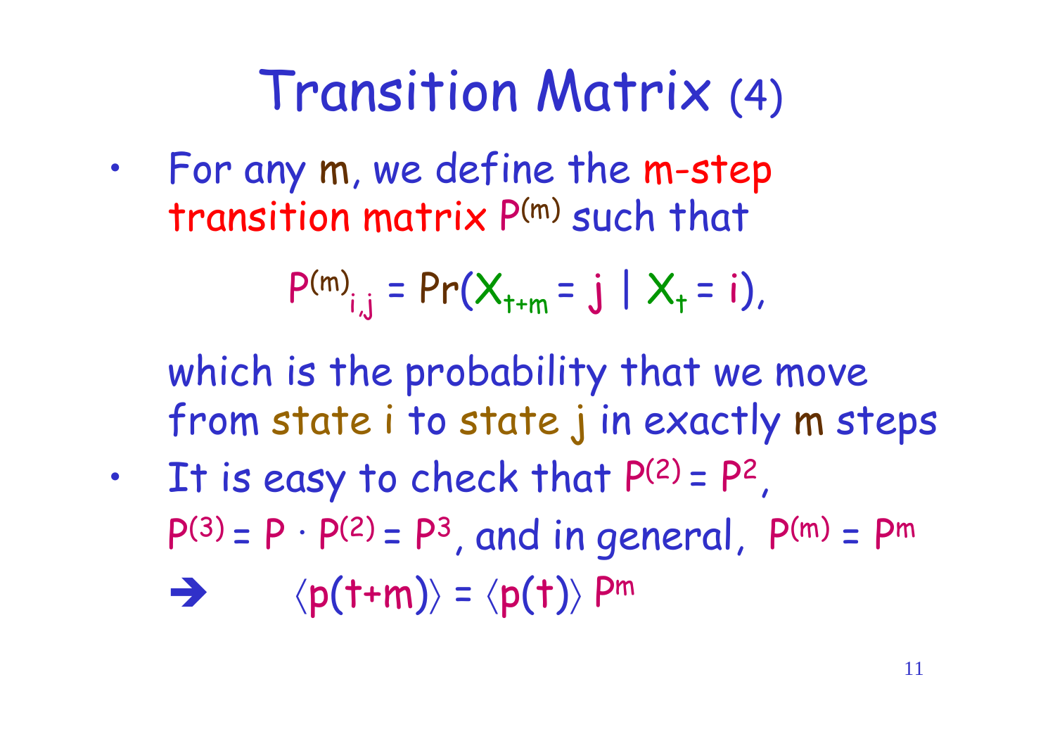# Transition Matrix (4)

- For any $m$, we define the m-step transition matrix $P^{(m)}$ such that

$$P^{(m)}_{i,j} = \Pr(X_{t+m} = j \mid X_t = i),$$

  which is the probability that we move from state $i$ to state $j$ in exactly $m$ steps

- It is easy to check that $P^{(2)} = P^2$, $P^{(3)} = P \cdot P^{(2)} = P^3$, and in general, $P^{(m)} = P^m$

  ➔ $\langle p(t+m) \rangle = \langle p(t) \rangle \, P^m$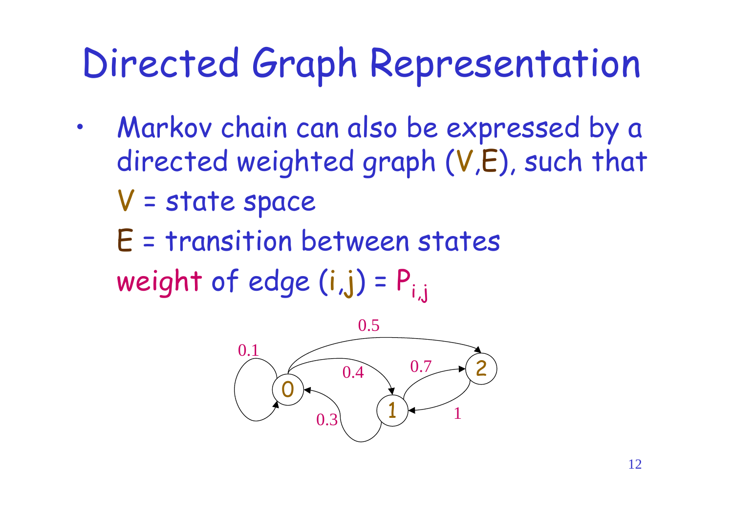# Directed Graph Representation

- Markov chain can also be expressed by a directed weighted graph (V,E), such that

  V = state space

  E = transition between states

  weight of edge (i,j) = $P_{i,j}$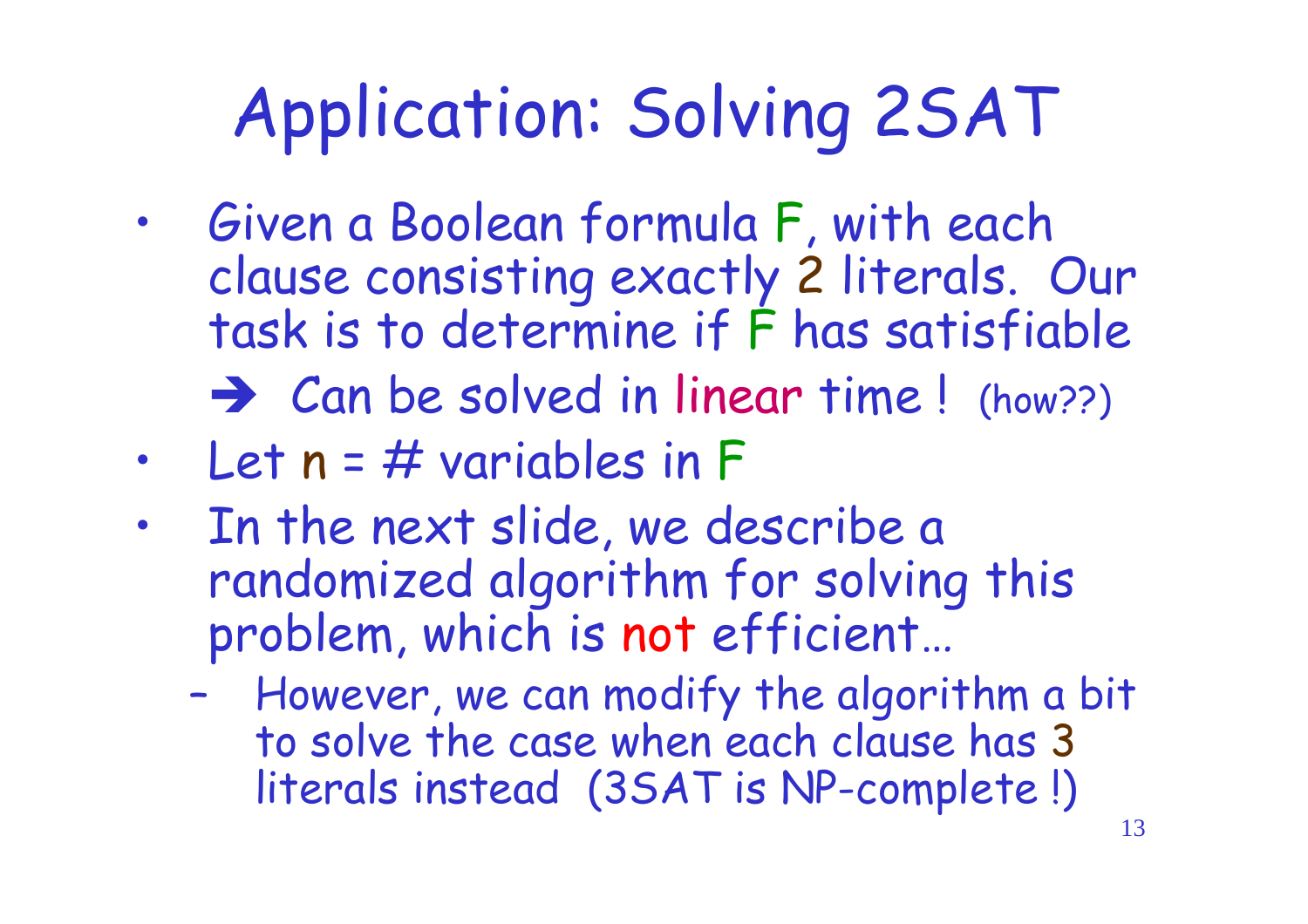# Application: Solving 2SAT

- Given a Boolean formula F, with each clause consisting exactly 2 literals. Our task is to determine if F has satisfiable

  ➔ Can be solved in linear time ! (how??)

- Let n = # variables in F
- In the next slide, we describe a randomized algorithm for solving this problem, which is not efficient…
  - However, we can modify the algorithm a bit to solve the case when each clause has 3 literals instead (3SAT is NP-complete !)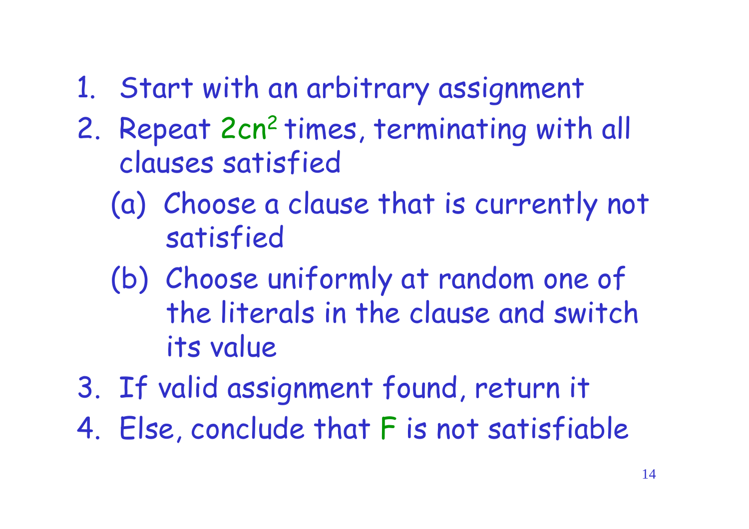1. Start with an arbitrary assignment
2. Repeat $2cn^2$ times, terminating with all clauses satisfied
   (a) Choose a clause that is currently not satisfied
   (b) Choose uniformly at random one of the literals in the clause and switch its value
3. If valid assignment found, return it
4. Else, conclude that $F$ is not satisfiable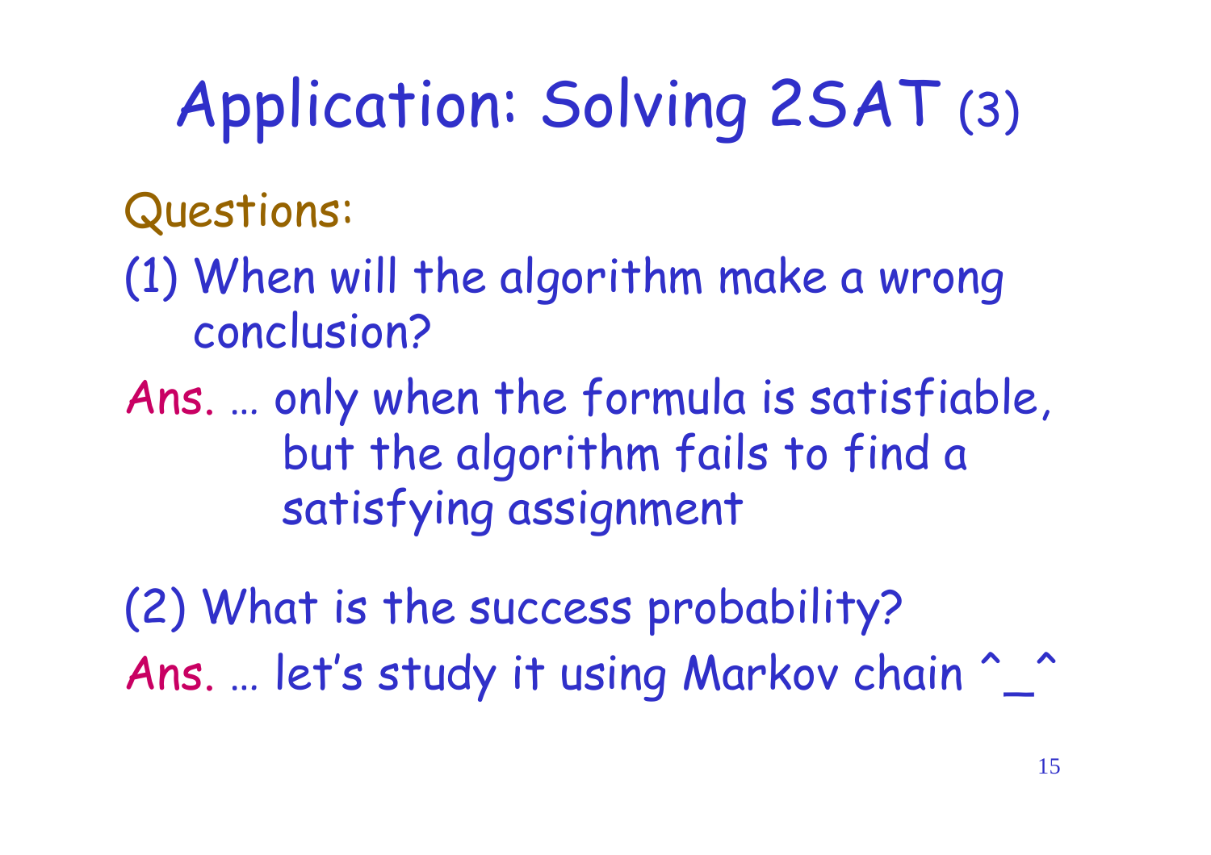# Application: Solving 2SAT (3)

Questions:

(1) When will the algorithm make a wrong conclusion?

Ans. … only when the formula is satisfiable, but the algorithm fails to find a satisfying assignment

(2) What is the success probability?

Ans. … let's study it using Markov chain ^_^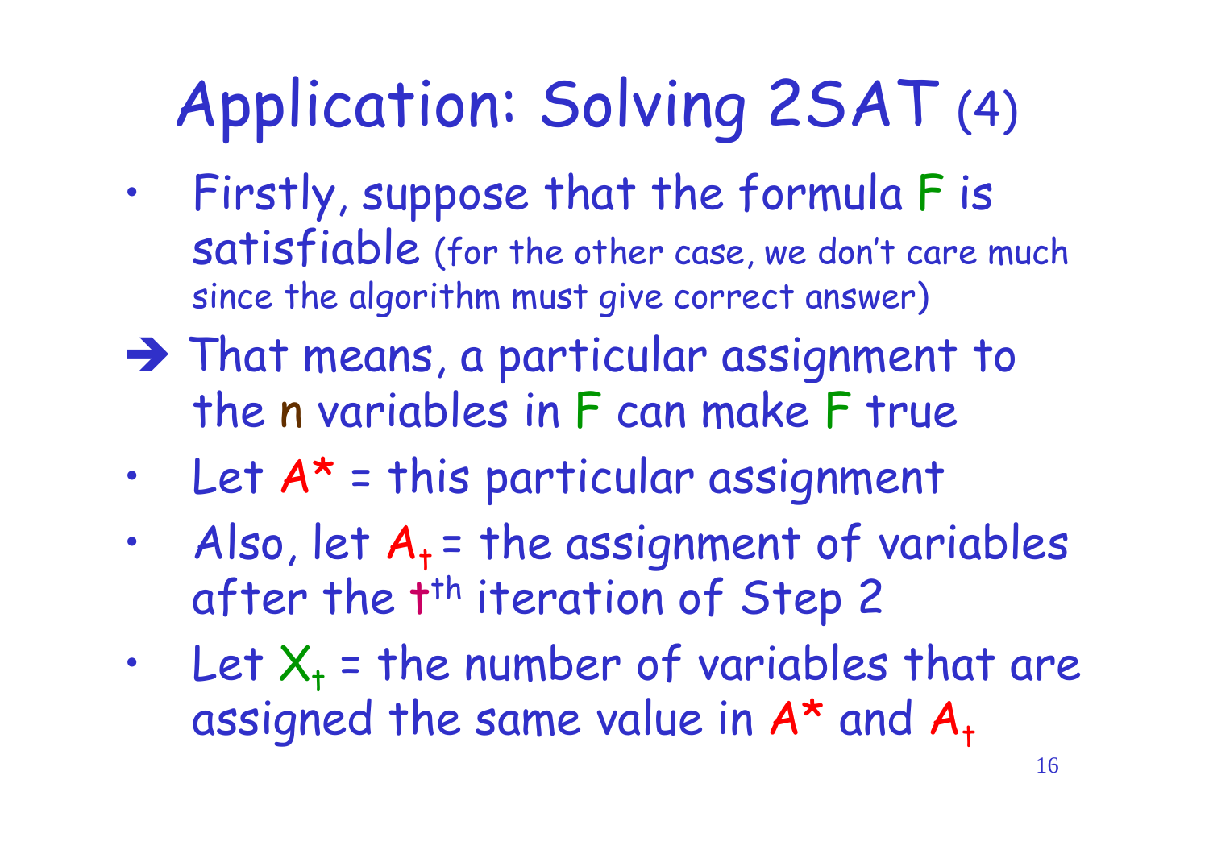# Application: Solving 2SAT (4)

- Firstly, suppose that the formula F is satisfiable (for the other case, we don't care much since the algorithm must give correct answer)

➔ That means, a particular assignment to the n variables in F can make F true

- Let $A^*$ = this particular assignment
- Also, let $A_t$ = the assignment of variables after the $t^{th}$ iteration of Step 2
- Let $X_t$ = the number of variables that are assigned the same value in $A^*$ and $A_t$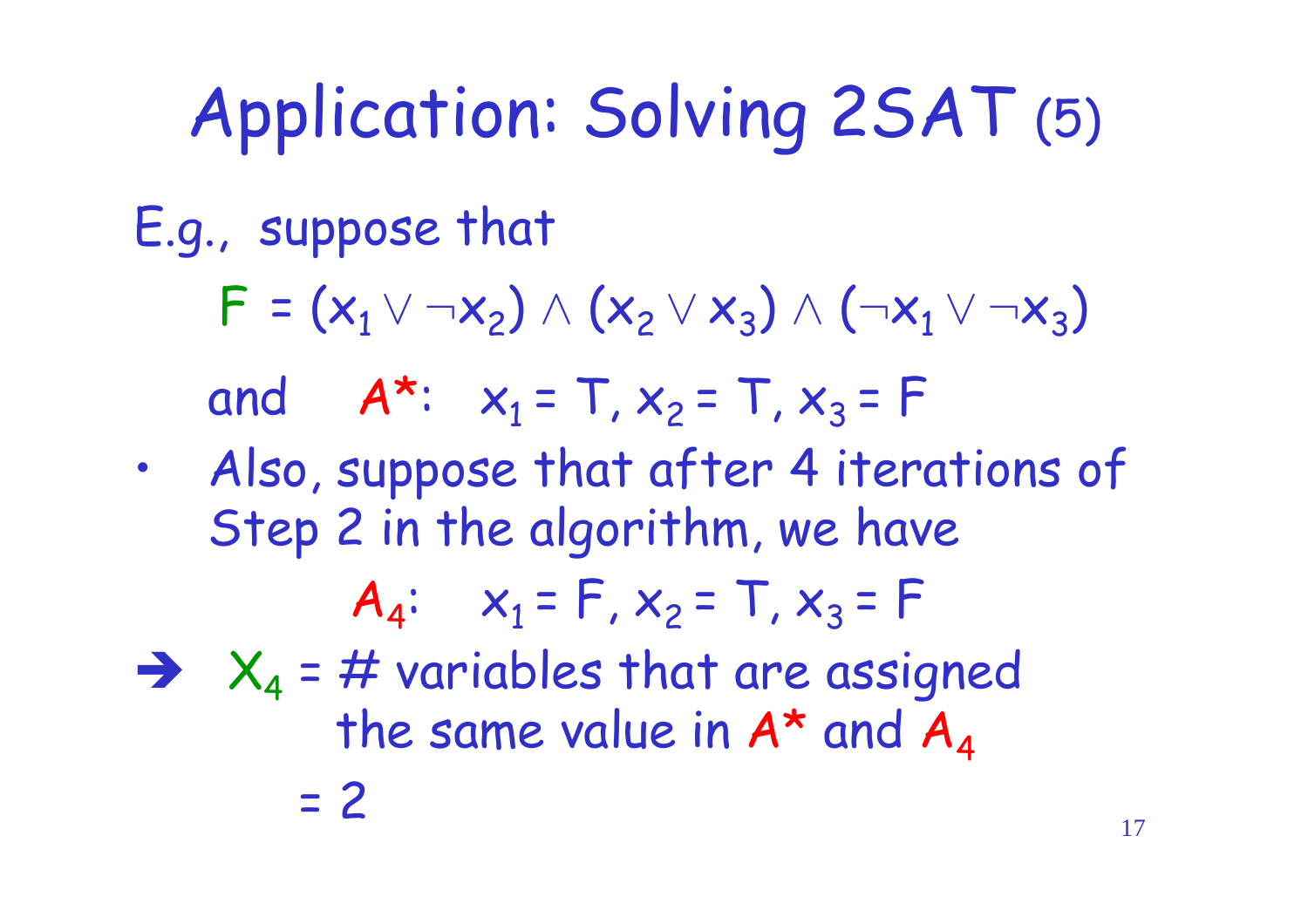# Application: Solving 2SAT (5)

E.g., suppose that

$$F = (x_1 \vee \neg x_2) \wedge (x_2 \vee x_3) \wedge (\neg x_1 \vee \neg x_3)$$

and $A^*$: $x_1 = T, x_2 = T, x_3 = F$

- Also, suppose that after 4 iterations of Step 2 in the algorithm, we have

  $A_4$: $x_1 = F, x_2 = T, x_3 = F$

➔ $X_4$ = # variables that are assigned the same value in $A^*$ and $A_4$
= 2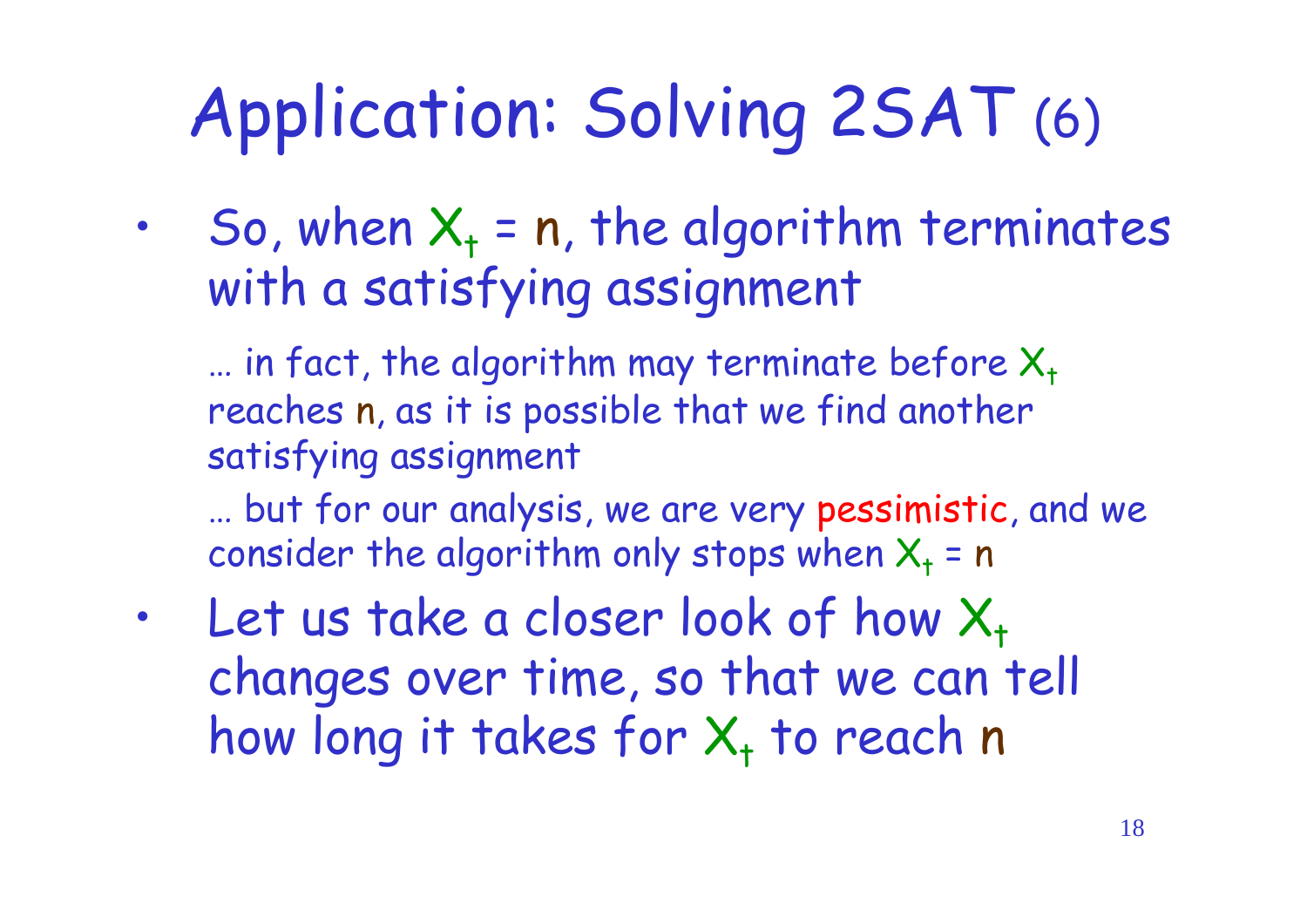# Application: Solving 2SAT (6)

- So, when $X_t = n$, the algorithm terminates with a satisfying assignment

  … in fact, the algorithm may terminate before $X_t$ reaches $n$, as it is possible that we find another satisfying assignment

  … but for our analysis, we are very pessimistic, and we consider the algorithm only stops when $X_t = n$

- Let us take a closer look of how $X_t$ changes over time, so that we can tell how long it takes for $X_t$ to reach $n$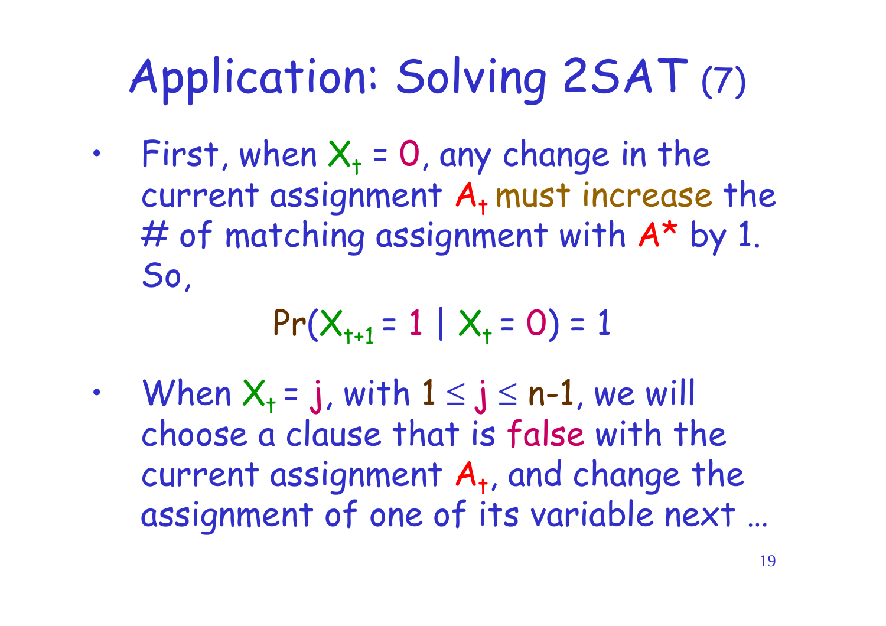# Application: Solving 2SAT (7)

- First, when $X_t = 0$, any change in the current assignment $A_t$ must increase the # of matching assignment with $A^*$ by 1. So,

$$\Pr(X_{t+1} = 1 \mid X_t = 0) = 1$$

- When $X_t = j$, with $1 \leq j \leq n-1$, we will choose a clause that is false with the current assignment $A_t$, and change the assignment of one of its variable next …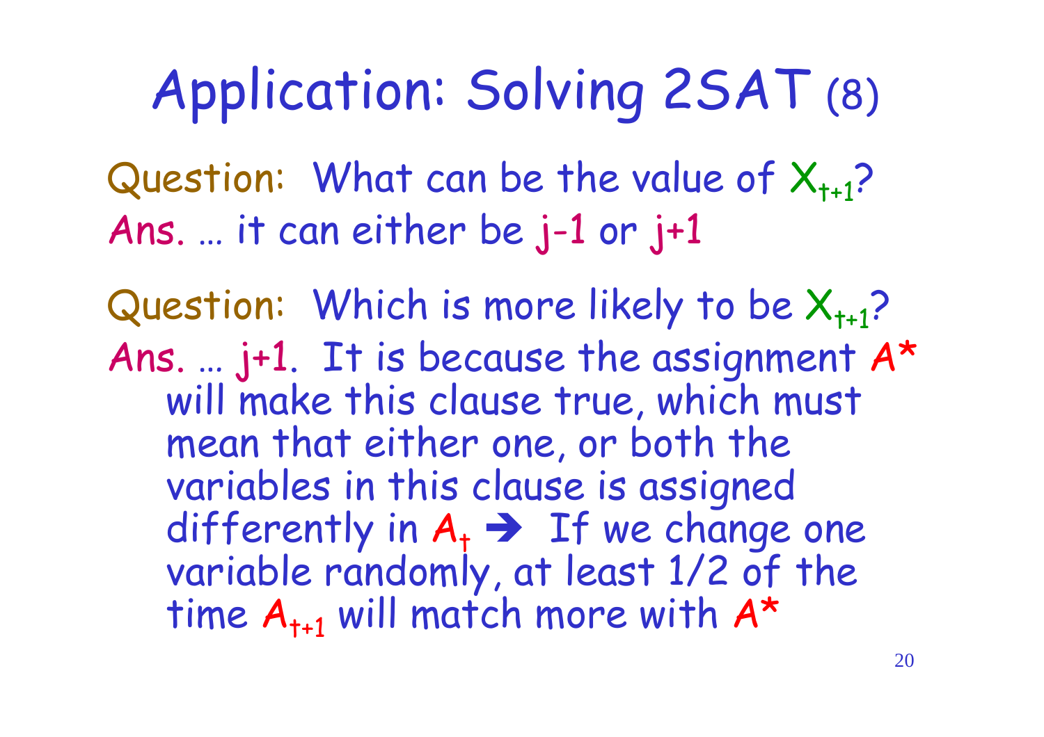# Application: Solving 2SAT (8)

Question: What can be the value of $X_{t+1}$?

Ans. … it can either be $j-1$ or $j+1$

Question: Which is more likely to be $X_{t+1}$?

Ans. … $j+1$. It is because the assignment $A^*$ will make this clause true, which must mean that either one, or both the variables in this clause is assigned differently in $A_t$ ➔ If we change one variable randomly, at least 1/2 of the time $A_{t+1}$ will match more with $A^*$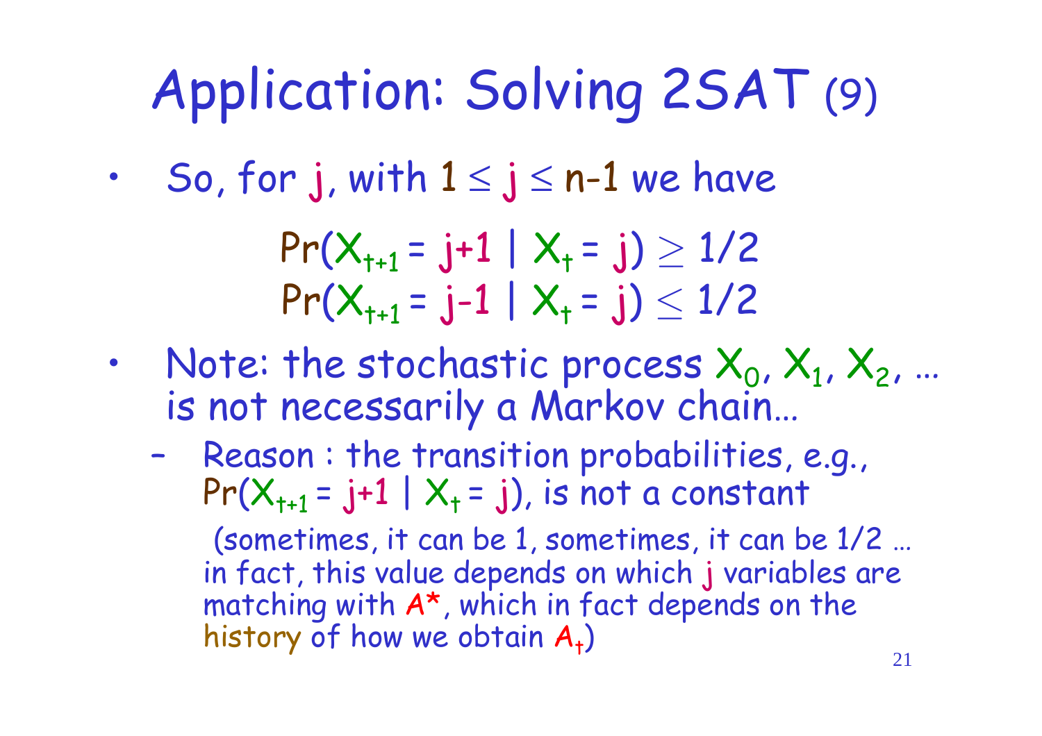# Application: Solving 2SAT (9)

- So, for $j$, with $1 \leq j \leq n\text{-}1$ we have

$$\Pr(X_{t+1} = j+1 \mid X_t = j) \geq 1/2$$
$$\Pr(X_{t+1} = j-1 \mid X_t = j) \leq 1/2$$

- Note: the stochastic process $X_0, X_1, X_2, \ldots$ is not necessarily a Markov chain…
  - Reason : the transition probabilities, e.g., $\Pr(X_{t+1} = j+1 \mid X_t = j)$, is not a constant

    (sometimes, it can be 1, sometimes, it can be 1/2 … in fact, this value depends on which $j$ variables are matching with $A^*$, which in fact depends on the history of how we obtain $A_t$)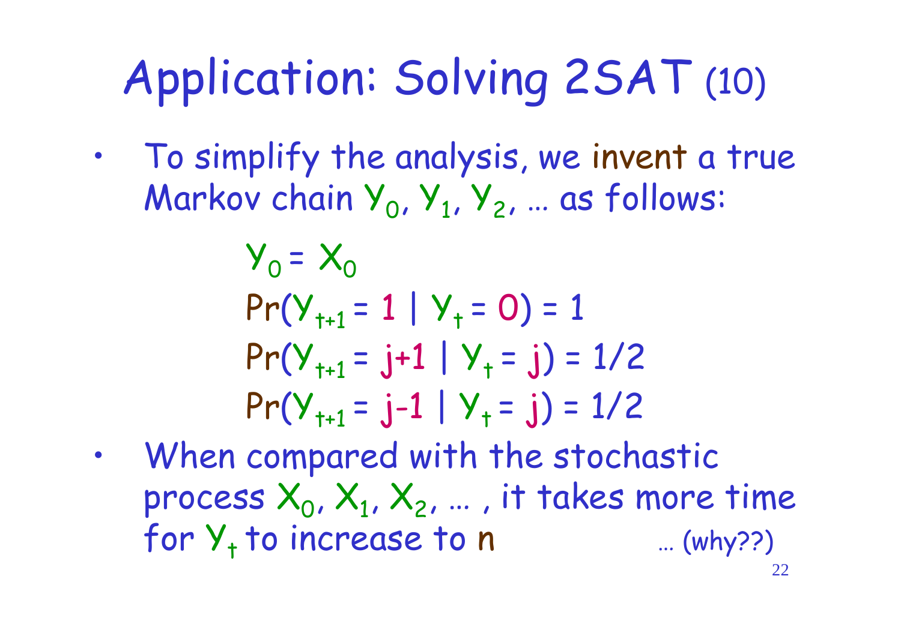# Application: Solving 2SAT (10)

- To simplify the analysis, we invent a true Markov chain $Y_0, Y_1, Y_2, \ldots$ as follows:

$$Y_0 = X_0$$
$$\Pr(Y_{t+1} = 1 \mid Y_t = 0) = 1$$
$$\Pr(Y_{t+1} = j+1 \mid Y_t = j) = 1/2$$
$$\Pr(Y_{t+1} = j-1 \mid Y_t = j) = 1/2$$

- When compared with the stochastic process $X_0, X_1, X_2, \ldots$, it takes more time for $Y_t$ to increase to $n$ … (why??)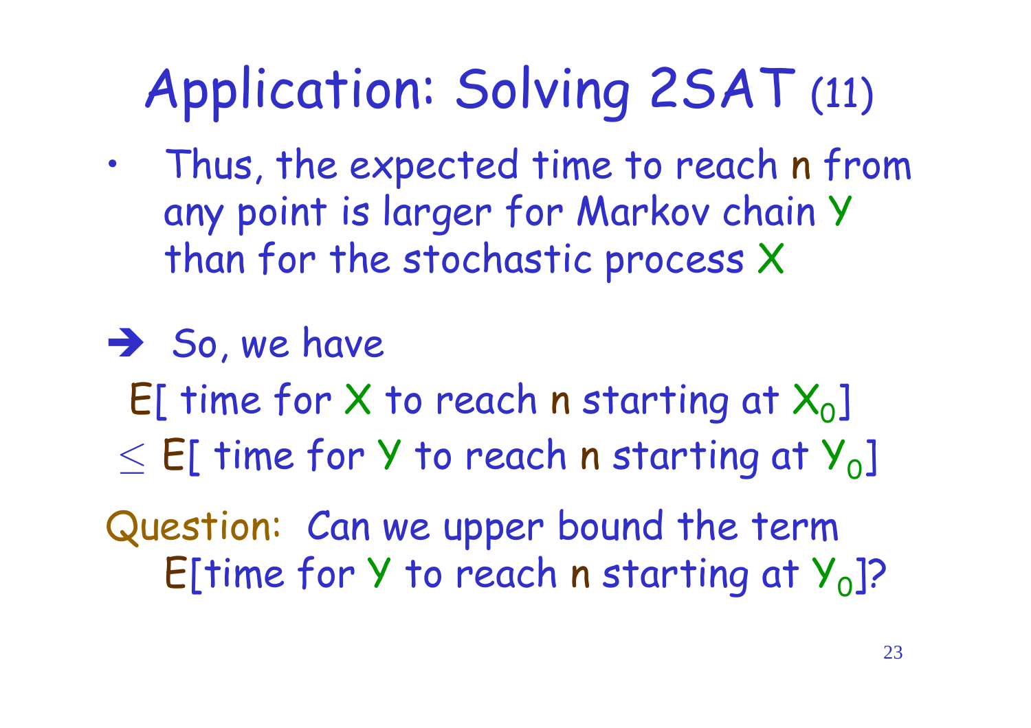# Application: Solving 2SAT (11)

- Thus, the expected time to reach $n$ from any point is larger for Markov chain $Y$ than for the stochastic process $X$

➔ So, we have

E[ time for $X$ to reach $n$ starting at $X_0$]

$\leq$ E[ time for $Y$ to reach $n$ starting at $Y_0$]

Question: Can we upper bound the term E[time for $Y$ to reach $n$ starting at $Y_0$]?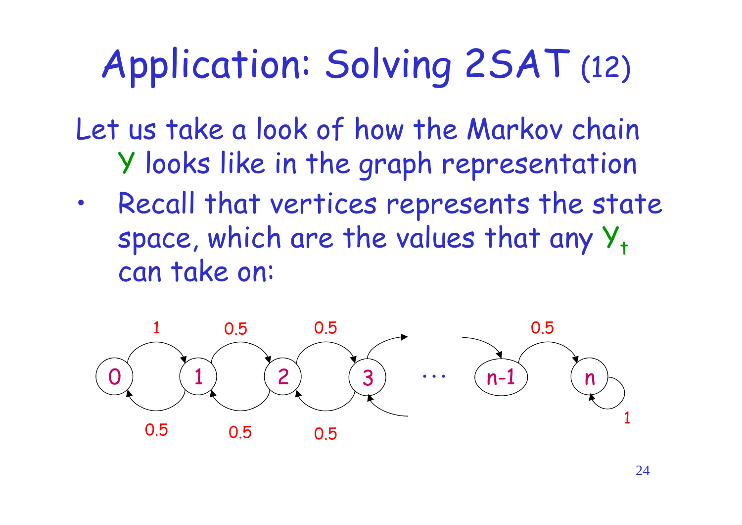# Application: Solving 2SAT (12)

Let us take a look of how the Markov chain $Y$ looks like in the graph representation

- Recall that vertices represents the state space, which are the values that any $Y_t$ can take on: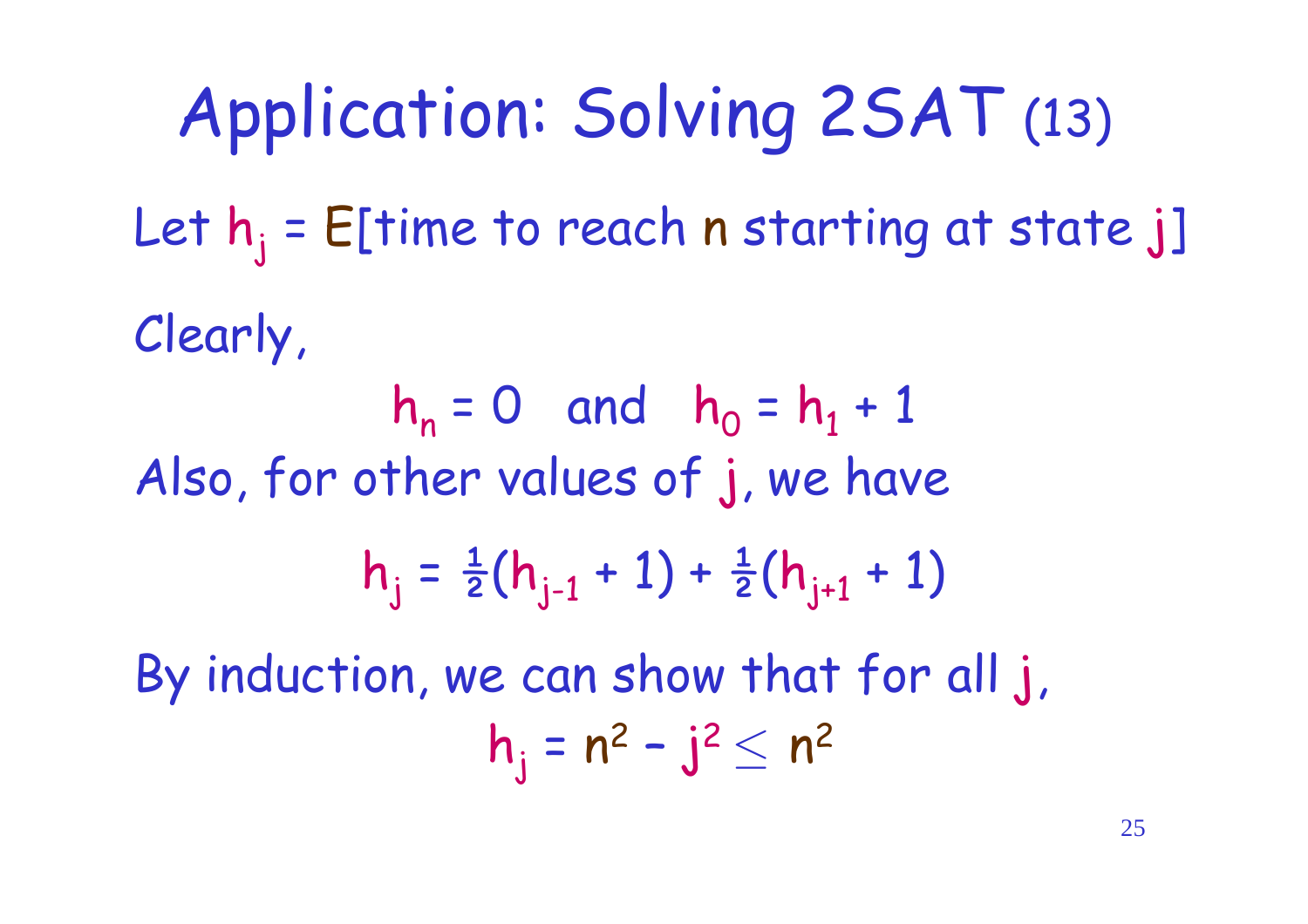# Application: Solving 2SAT (13)

Let $h_j$ = E[time to reach $n$ starting at state $j$]

Clearly,

$$h_n = 0 \quad \text{and} \quad h_0 = h_1 + 1$$

Also, for other values of $j$, we have

$$h_j = \tfrac{1}{2}(h_{j-1} + 1) + \tfrac{1}{2}(h_{j+1} + 1)$$

By induction, we can show that for all $j$,

$$h_j = n^2 - j^2 \leq n^2$$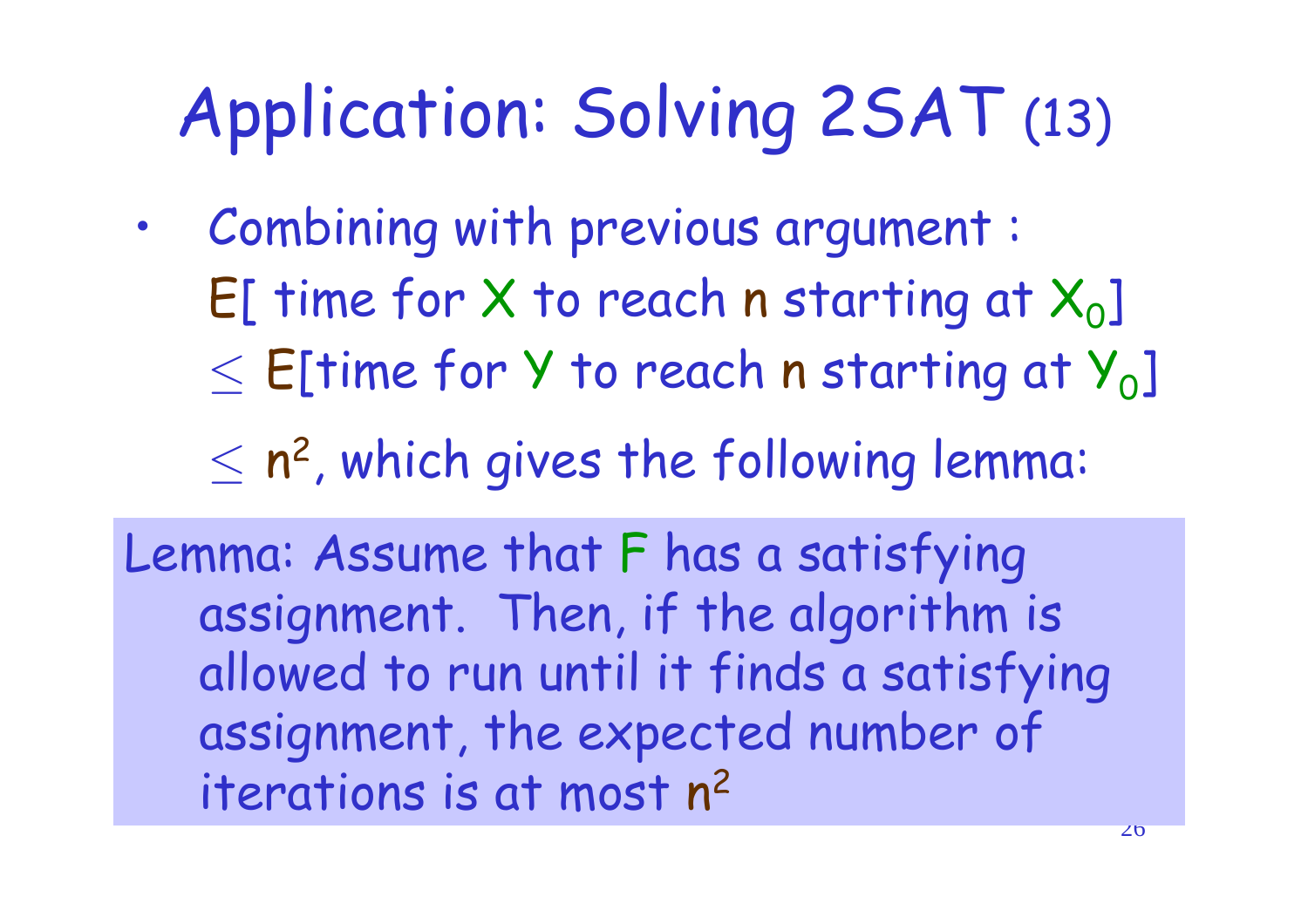# Application: Solving 2SAT (13)

- Combining with previous argument :
  E[ time for $X$ to reach $n$ starting at $X_0$]
  $\leq$ E[time for $Y$ to reach $n$ starting at $Y_0$]
  $\leq n^2$, which gives the following lemma:

Lemma: Assume that $F$ has a satisfying assignment. Then, if the algorithm is allowed to run until it finds a satisfying assignment, the expected number of iterations is at most $n^2$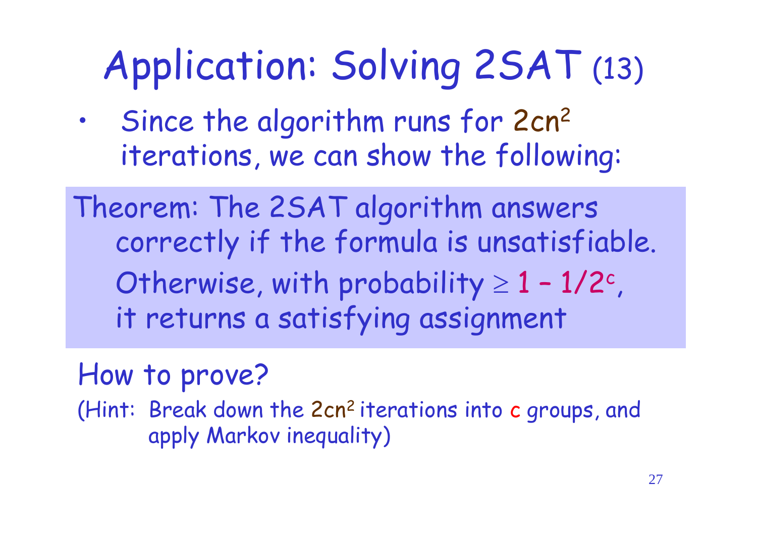# Application: Solving 2SAT (13)

- Since the algorithm runs for $2cn^2$ iterations, we can show the following:

**Theorem:** The 2SAT algorithm answers correctly if the formula is unsatisfiable. Otherwise, with probability $\geq 1 - 1/2^c$, it returns a satisfying assignment

How to prove?

(Hint: Break down the $2cn^2$ iterations into $c$ groups, and apply Markov inequality)